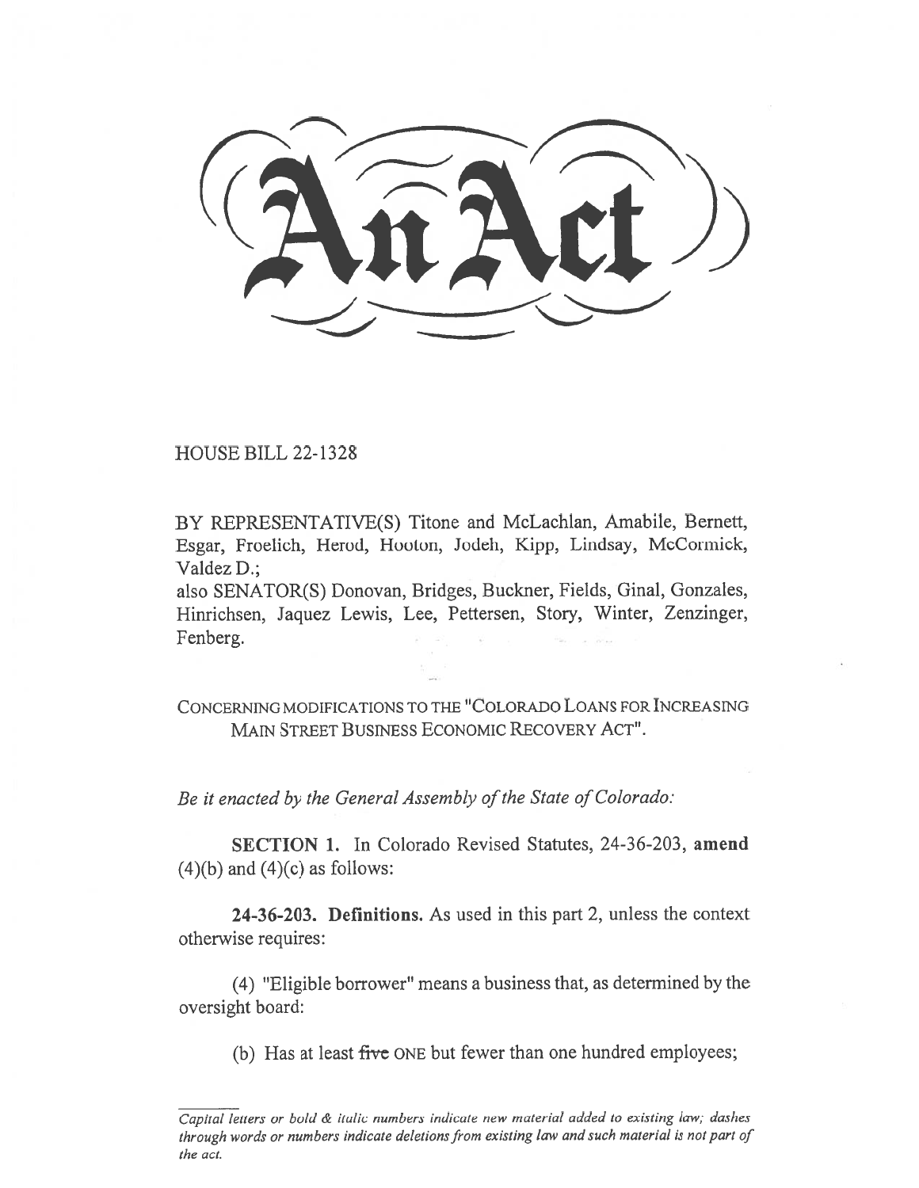# An Act

HOUSE BILL 22-1328

BY REPRESENTATIVE(S) Titone and McLachlan, Amabile, Bernett, Esgar, Froelich, Herod, Hooton, Jodeh, Kipp, Lindsay, McCormick, Valdez D.;
also SENATOR(S) Donovan, Bridges, Buckner, Fields, Ginal, Gonzales, Hinrichsen, Jaquez Lewis, Lee, Pettersen, Story, Winter, Zenzinger, Fenberg.

CONCERNING MODIFICATIONS TO THE "COLORADO LOANS FOR INCREASING MAIN STREET BUSINESS ECONOMIC RECOVERY ACT".

*Be it enacted by the General Assembly of the State of Colorado:*

**SECTION 1.** In Colorado Revised Statutes, 24-36-203, **amend** (4)(b) and (4)(c) as follows:

**24-36-203. Definitions.** As used in this part 2, unless the context otherwise requires:

(4) "Eligible borrower" means a business that, as determined by the oversight board:

(b) Has at least ~~five~~ ONE but fewer than one hundred employees;

---

*Capital letters or bold & italic numbers indicate new material added to existing law; dashes through words or numbers indicate deletions from existing law and such material is not part of the act.*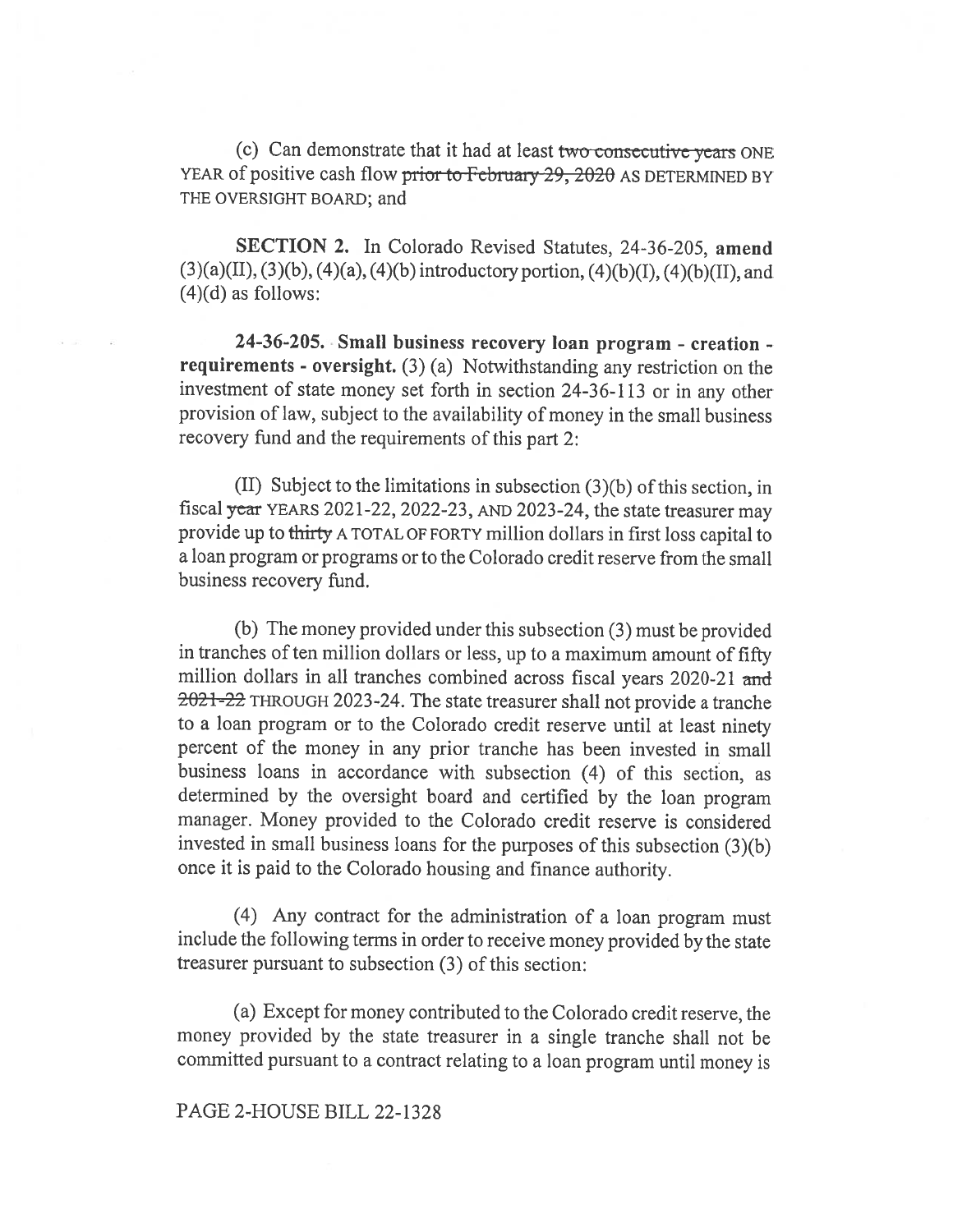(c) Can demonstrate that it had at least ~~two consecutive years~~ ONE YEAR of positive cash flow ~~prior to February 29, 2020~~ AS DETERMINED BY THE OVERSIGHT BOARD; and

**SECTION 2.** In Colorado Revised Statutes, 24-36-205, **amend** (3)(a)(II), (3)(b), (4)(a), (4)(b) introductory portion, (4)(b)(I), (4)(b)(II), and (4)(d) as follows:

**24-36-205. Small business recovery loan program - creation - requirements - oversight.** (3) (a) Notwithstanding any restriction on the investment of state money set forth in section 24-36-113 or in any other provision of law, subject to the availability of money in the small business recovery fund and the requirements of this part 2:

(II) Subject to the limitations in subsection (3)(b) of this section, in fiscal ~~year~~ YEARS 2021-22, 2022-23, AND 2023-24, the state treasurer may provide up to ~~thirty~~ A TOTAL OF FORTY million dollars in first loss capital to a loan program or programs or to the Colorado credit reserve from the small business recovery fund.

(b) The money provided under this subsection (3) must be provided in tranches of ten million dollars or less, up to a maximum amount of fifty million dollars in all tranches combined across fiscal years 2020-21 ~~and 2021-22~~ THROUGH 2023-24. The state treasurer shall not provide a tranche to a loan program or to the Colorado credit reserve until at least ninety percent of the money in any prior tranche has been invested in small business loans in accordance with subsection (4) of this section, as determined by the oversight board and certified by the loan program manager. Money provided to the Colorado credit reserve is considered invested in small business loans for the purposes of this subsection (3)(b) once it is paid to the Colorado housing and finance authority.

(4) Any contract for the administration of a loan program must include the following terms in order to receive money provided by the state treasurer pursuant to subsection (3) of this section:

(a) Except for money contributed to the Colorado credit reserve, the money provided by the state treasurer in a single tranche shall not be committed pursuant to a contract relating to a loan program until money is

PAGE 2-HOUSE BILL 22-1328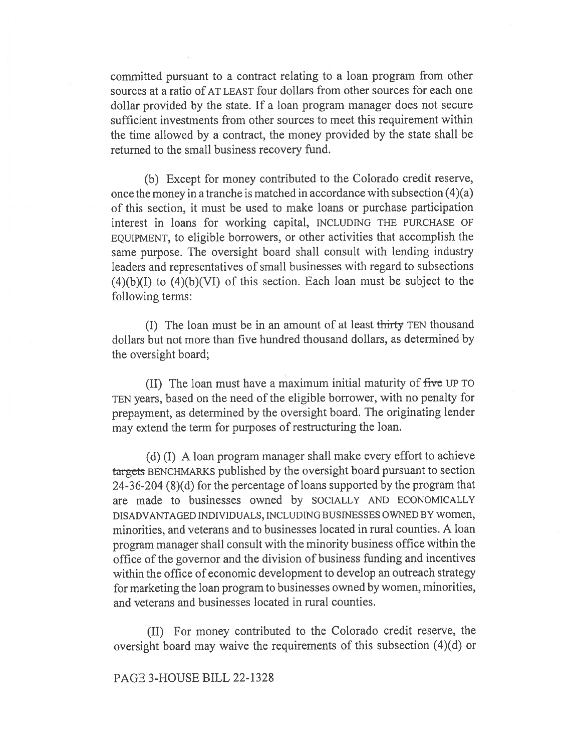committed pursuant to a contract relating to a loan program from other sources at a ratio of AT LEAST four dollars from other sources for each one dollar provided by the state. If a loan program manager does not secure sufficient investments from other sources to meet this requirement within the time allowed by a contract, the money provided by the state shall be returned to the small business recovery fund.

(b) Except for money contributed to the Colorado credit reserve, once the money in a tranche is matched in accordance with subsection (4)(a) of this section, it must be used to make loans or purchase participation interest in loans for working capital, INCLUDING THE PURCHASE OF EQUIPMENT, to eligible borrowers, or other activities that accomplish the same purpose. The oversight board shall consult with lending industry leaders and representatives of small businesses with regard to subsections (4)(b)(I) to (4)(b)(VI) of this section. Each loan must be subject to the following terms:

(I) The loan must be in an amount of at least ~~thirty~~ TEN thousand dollars but not more than five hundred thousand dollars, as determined by the oversight board;

(II) The loan must have a maximum initial maturity of ~~five~~ UP TO TEN years, based on the need of the eligible borrower, with no penalty for prepayment, as determined by the oversight board. The originating lender may extend the term for purposes of restructuring the loan.

(d) (I) A loan program manager shall make every effort to achieve ~~targets~~ BENCHMARKS published by the oversight board pursuant to section 24-36-204 (8)(d) for the percentage of loans supported by the program that are made to businesses owned by SOCIALLY AND ECONOMICALLY DISADVANTAGED INDIVIDUALS, INCLUDING BUSINESSES OWNED BY women, minorities, and veterans and to businesses located in rural counties. A loan program manager shall consult with the minority business office within the office of the governor and the division of business funding and incentives within the office of economic development to develop an outreach strategy for marketing the loan program to businesses owned by women, minorities, and veterans and businesses located in rural counties.

(II) For money contributed to the Colorado credit reserve, the oversight board may waive the requirements of this subsection (4)(d) or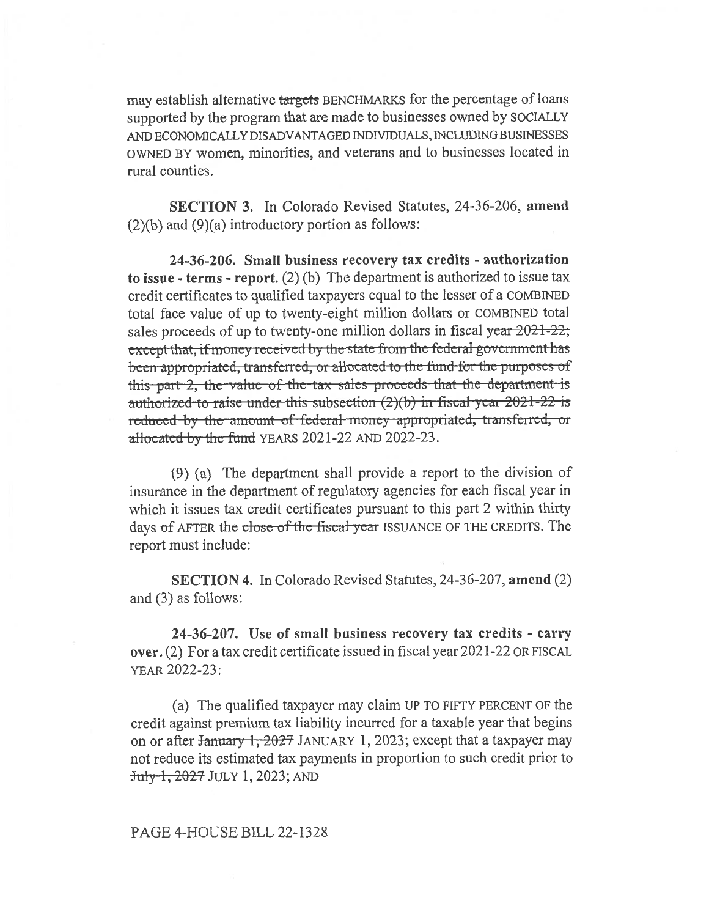may establish alternative ~~targets~~ BENCHMARKS for the percentage of loans supported by the program that are made to businesses owned by SOCIALLY AND ECONOMICALLY DISADVANTAGED INDIVIDUALS, INCLUDING BUSINESSES OWNED BY women, minorities, and veterans and to businesses located in rural counties.

**SECTION 3.** In Colorado Revised Statutes, 24-36-206, **amend** (2)(b) and (9)(a) introductory portion as follows:

**24-36-206. Small business recovery tax credits - authorization to issue - terms - report.** (2) (b) The department is authorized to issue tax credit certificates to qualified taxpayers equal to the lesser of a COMBINED total face value of up to twenty-eight million dollars or COMBINED total sales proceeds of up to twenty-one million dollars in fiscal ~~year 2021-22; except that, if money received by the state from the federal government has been appropriated, transferred, or allocated to the fund for the purposes of this part 2, the value of the tax sales proceeds that the department is authorized to raise under this subsection (2)(b) in fiscal year 2021-22 is reduced by the amount of federal money appropriated, transferred, or allocated by the fund~~ YEARS 2021-22 AND 2022-23.

(9) (a) The department shall provide a report to the division of insurance in the department of regulatory agencies for each fiscal year in which it issues tax credit certificates pursuant to this part 2 within thirty days ~~of~~ AFTER the ~~close of the fiscal year~~ ISSUANCE OF THE CREDITS. The report must include:

**SECTION 4.** In Colorado Revised Statutes, 24-36-207, **amend** (2) and (3) as follows:

**24-36-207. Use of small business recovery tax credits - carry over.** (2) For a tax credit certificate issued in fiscal year 2021-22 OR FISCAL YEAR 2022-23:

(a) The qualified taxpayer may claim UP TO FIFTY PERCENT OF the credit against premium tax liability incurred for a taxable year that begins on or after ~~January 1, 2027~~ JANUARY 1, 2023; except that a taxpayer may not reduce its estimated tax payments in proportion to such credit prior to ~~July 1, 2027~~ JULY 1, 2023; AND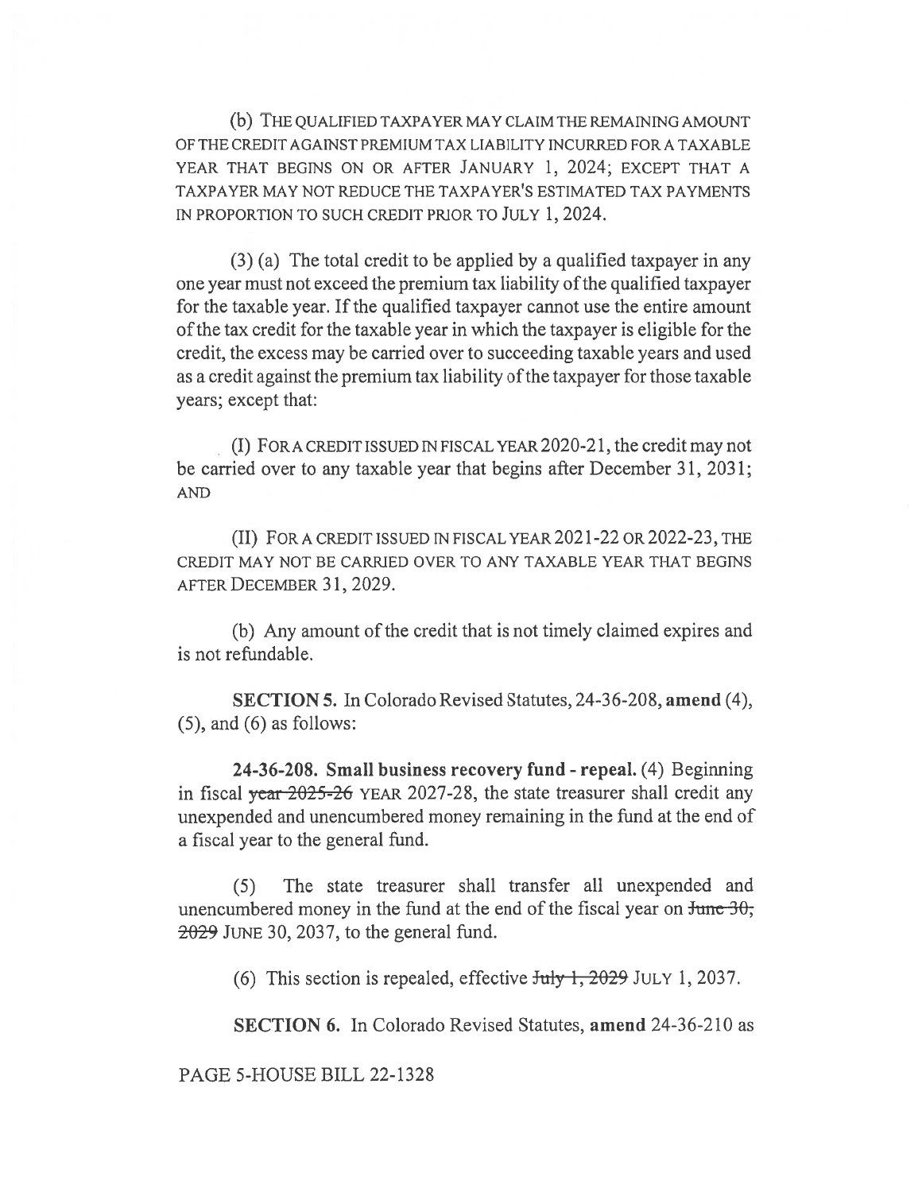(b) THE QUALIFIED TAXPAYER MAY CLAIM THE REMAINING AMOUNT OF THE CREDIT AGAINST PREMIUM TAX LIABILITY INCURRED FOR A TAXABLE YEAR THAT BEGINS ON OR AFTER JANUARY 1, 2024; EXCEPT THAT A TAXPAYER MAY NOT REDUCE THE TAXPAYER'S ESTIMATED TAX PAYMENTS IN PROPORTION TO SUCH CREDIT PRIOR TO JULY 1, 2024.

(3) (a) The total credit to be applied by a qualified taxpayer in any one year must not exceed the premium tax liability of the qualified taxpayer for the taxable year. If the qualified taxpayer cannot use the entire amount of the tax credit for the taxable year in which the taxpayer is eligible for the credit, the excess may be carried over to succeeding taxable years and used as a credit against the premium tax liability of the taxpayer for those taxable years; except that:

(I) FOR A CREDIT ISSUED IN FISCAL YEAR 2020-21, the credit may not be carried over to any taxable year that begins after December 31, 2031; AND

(II) FOR A CREDIT ISSUED IN FISCAL YEAR 2021-22 OR 2022-23, THE CREDIT MAY NOT BE CARRIED OVER TO ANY TAXABLE YEAR THAT BEGINS AFTER DECEMBER 31, 2029.

(b) Any amount of the credit that is not timely claimed expires and is not refundable.

**SECTION 5.** In Colorado Revised Statutes, 24-36-208, **amend** (4), (5), and (6) as follows:

**24-36-208. Small business recovery fund - repeal.** (4) Beginning in fiscal ~~year 2025-26~~ YEAR 2027-28, the state treasurer shall credit any unexpended and unencumbered money remaining in the fund at the end of a fiscal year to the general fund.

(5) The state treasurer shall transfer all unexpended and unencumbered money in the fund at the end of the fiscal year on ~~June 30, 2029~~ JUNE 30, 2037, to the general fund.

(6) This section is repealed, effective ~~July 1, 2029~~ JULY 1, 2037.

**SECTION 6.** In Colorado Revised Statutes, **amend** 24-36-210 as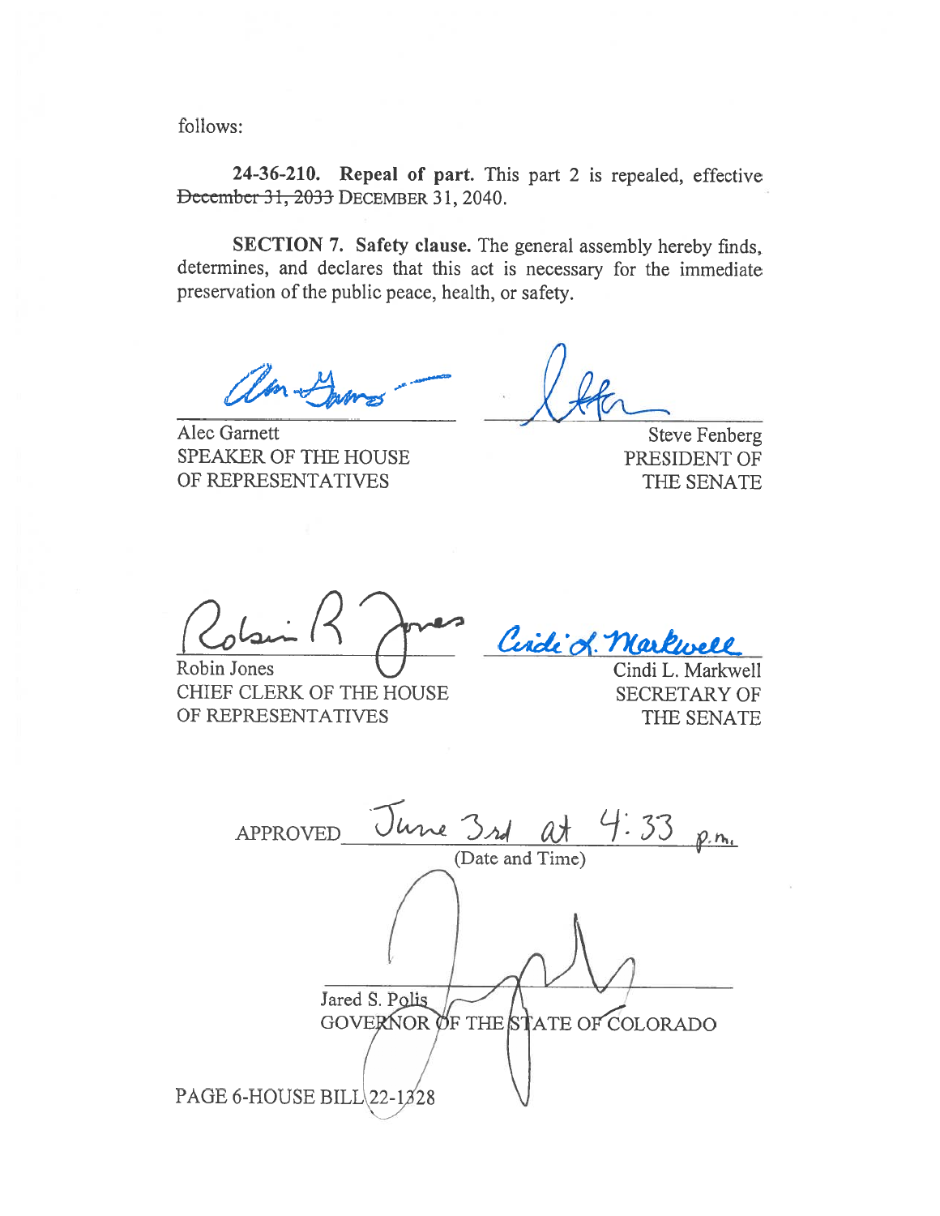follows:

**24-36-210. Repeal of part.** This part 2 is repealed, effective ~~December 31, 2033~~ DECEMBER 31, 2040.

**SECTION 7. Safety clause.** The general assembly hereby finds, determines, and declares that this act is necessary for the immediate preservation of the public peace, health, or safety.

Alec Garnett
SPEAKER OF THE HOUSE
OF REPRESENTATIVES

Steve Fenberg
PRESIDENT OF
THE SENATE

Robin Jones
CHIEF CLERK OF THE HOUSE
OF REPRESENTATIVES

Cindi L. Markwell
SECRETARY OF
THE SENATE

APPROVED June 3rd at 4:33 p.m.
(Date and Time)

Jared S. Polis
GOVERNOR OF THE STATE OF COLORADO

PAGE 6-HOUSE BILL 22-1328